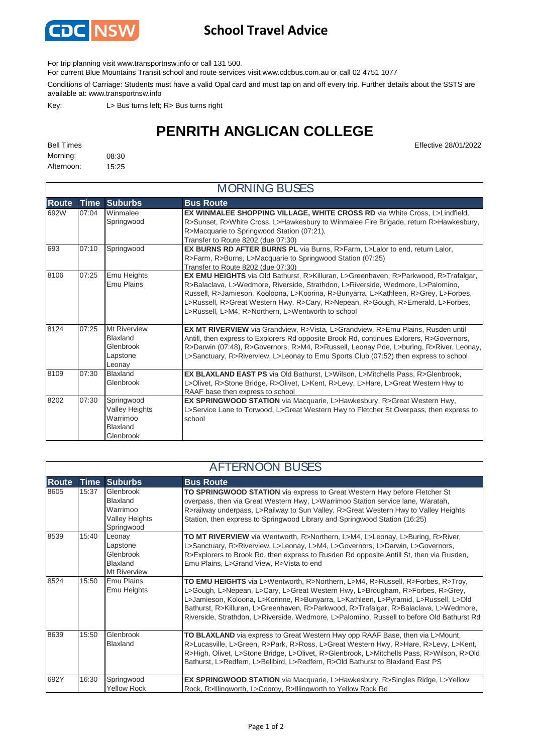CDC NSW

# School Travel Advice

For trip planning visit www.transportnsw.info or call 131 500.
For current Blue Mountains Transit school and route services visit www.cdcbus.com.au or call 02 4751 1077

Conditions of Carriage: Students must have a valid Opal card and must tap on and off every trip. Further details about the SSTS are available at: www.transportnsw.info

Key: L> Bus turns left; R> Bus turns right

# PENRITH ANGLICAN COLLEGE

Effective 28/01/2022

Bell Times
Morning: 08:30
Afternoon: 15:25

## MORNING BUSES

| Route | Time | Suburbs | Bus Route |
|---|---|---|---|
| 692W | 07:04 | Winmalee Springwood | **EX WINMALEE SHOPPING VILLAGE, WHITE CROSS RD** via White Cross, L>Lindfield, R>Sunset, R>White Cross, L>Hawkesbury to Winmalee Fire Brigade, return R>Hawkesbury, R>Macquarie to Springwood Station (07:21), Transfer to Route 8202 (due 07:30) |
| 693 | 07:10 | Springwood | **EX BURNS RD AFTER BURNS PL** via Burns, R>Farm, L>Lalor to end, return Lalor, R>Farm, R>Burns, L>Macquarie to Springwood Station (07:25) Transfer to Route 8202 (due 07:30) |
| 8106 | 07:25 | Emu Heights Emu Plains | **EX EMU HEIGHTS** via Old Bathurst, R>Killuran, L>Greenhaven, R>Parkwood, R>Trafalgar, R>Balaclava, L>Wedmore, Riverside, Strathdon, L>Riverside, Wedmore, L>Palomino, Russell, R>Jamieson, Kooloona, L>Koorina, R>Bunyarra, L>Kathleen, R>Grey, L>Forbes, L>Russell, R>Great Western Hwy, R>Cary, R>Nepean, R>Gough, R>Emerald, L>Forbes, L>Russell, L>M4, R>Northern, L>Wentworth to school |
| 8124 | 07:25 | Mt Riverview Blaxland Glenbrook Lapstone Leonay | **EX MT RIVERVIEW** via Grandview, R>Vista, L>Grandview, R>Emu Plains, Rusden until Antill, then express to Explorers Rd opposite Brook Rd, continues Exlorers, R>Governors, R>Darwin (07:48), R>Governors, R>M4, R>Russell, Leonay Pde, L>buring, R>River, Leonay, L>Sanctuary, R>Riverview, L>Leonay to Emu Sports Club (07:52) then express to school |
| 8109 | 07:30 | Blaxland Glenbrook | **EX BLAXLAND EAST PS** via Old Bathurst, L>Wilson, L>Mitchells Pass, R>Glenbrook, L>Olivet, R>Stone Bridge, R>Olivet, L>Kent, R>Levy, L>Hare, L>Great Western Hwy to RAAF base then express to school |
| 8202 | 07:30 | Springwood Valley Heights Warrimoo Blaxland Glenbrook | **EX SPRINGWOOD STATION** via Macquarie, L>Hawkesbury, R>Great Western Hwy, L>Service Lane to Torwood, L>Great Western Hwy to Fletcher St Overpass, then express to school |

## AFTERNOON BUSES

| Route | Time | Suburbs | Bus Route |
|---|---|---|---|
| 8605 | 15:37 | Glenbrook Blaxland Warrimoo Valley Heights Springwood | **TO SPRINGWOOD STATION** via express to Great Western Hwy before Fletcher St overpass, then via Great Western Hwy, L>Warrimoo Station service lane, Waratah, R>railway underpass, L>Railway to Sun Valley, R>Great Western Hwy to Valley Heights Station, then express to Springwood Library and Springwood Station (16:25) |
| 8539 | 15:40 | Leonay Lapstone Glenbrook Blaxland Mt Riverview | **TO MT RIVERVIEW** via Wentworth, R>Northern, L>M4, L>Leonay, L>Buring, R>River, L>Sanctuary, R>Riverview, L>Leonay, L>M4, L>Governors, L>Darwin, L>Governors, R>Explorers to Brook Rd, then express to Rusden Rd opposite Antill St, then via Rusden, Emu Plains, L>Grand View, R>Vista to end |
| 8524 | 15:50 | Emu Plains Emu Heights | **TO EMU HEIGHTS** via L>Wentworth, R>Northern, L>M4, R>Russell, R>Forbes, R>Troy, L>Gough, L>Nepean, L>Cary, L>Great Western Hwy, L>Brougham, R>Forbes, R>Grey, L>Jamieson, Koloona, L>Korinne, R>Bunyarra, L>Kathleen, L>Pyramid, L>Russell, L>Old Bathurst, R>Killuran, L>Greenhaven, R>Parkwood, R>Trafalgar, R>Balaclava, L>Wedmore, Riverside, Strathdon, L>Riverside, Wedmore, L>Palomino, Russell to before Old Bathurst Rd |
| 8639 | 15:50 | Glenbrook Blaxland | **TO BLAXLAND** via express to Great Western Hwy opp RAAF Base, then via L>Mount, R>Lucasville, L>Green, R>Park, R>Ross, L>Great Western Hwy, R>Hare, R>Levy, L>Kent, R>High, Olivet, L>Stone Bridge, L>Olivet, R>Glenbrook, L>Mitchells Pass, R>Wilson, R>Old Bathurst, L>Redfern, L>Bellbird, L>Redfern, R>Old Bathurst to Blaxland East PS |
| 692Y | 16:30 | Springwood Yellow Rock | **EX SPRINGWOOD STATION** via Macquarie, L>Hawkesbury, R>Singles Ridge, L>Yellow Rock, R>Illingworth, L>Cooroy, R>Illingworth to Yellow Rock Rd |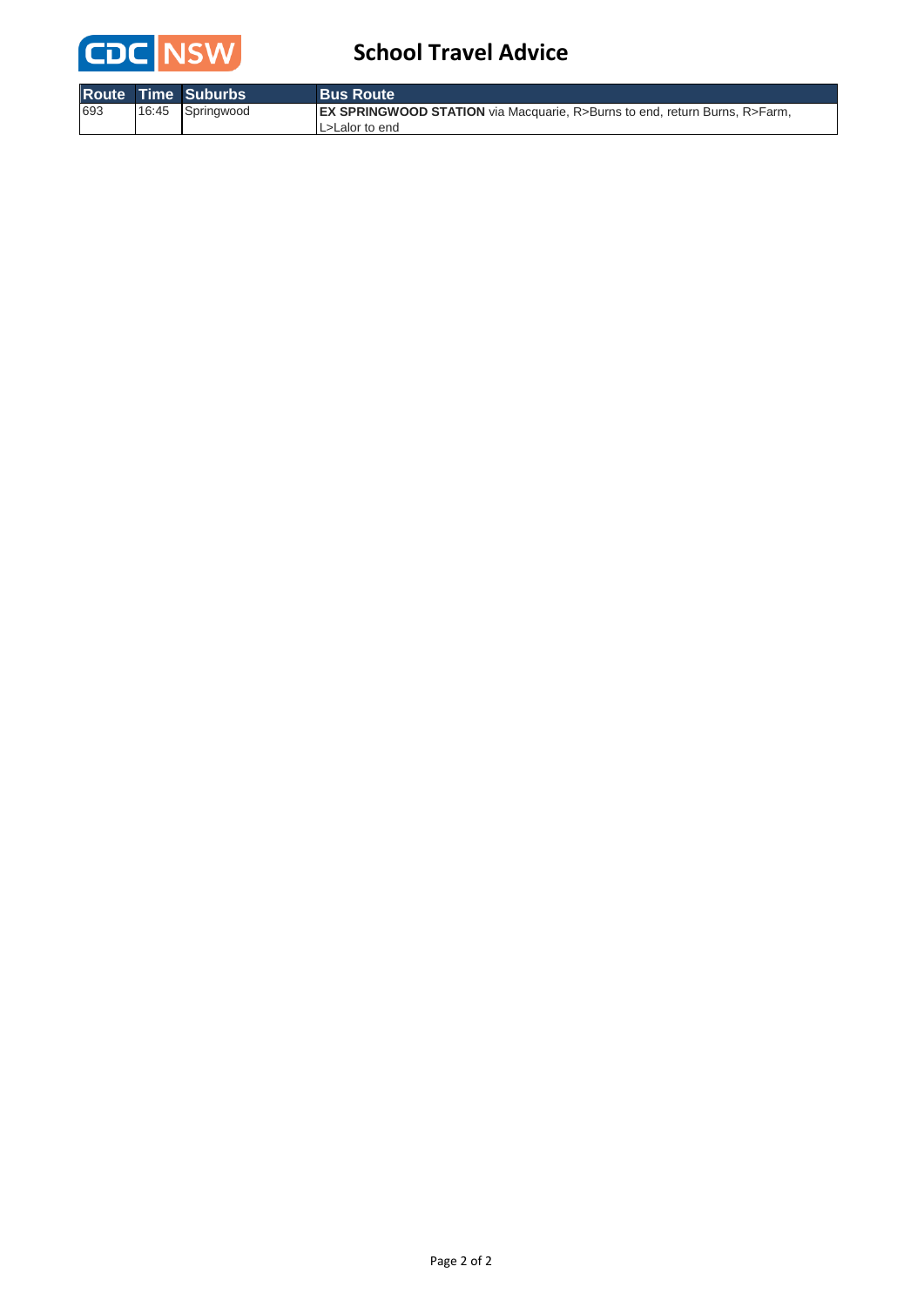# School Travel Advice

| Route | Time | Suburbs | Bus Route |
|---|---|---|---|
| 693 | 16:45 | Springwood | **EX SPRINGWOOD STATION** via Macquarie, R>Burns to end, return Burns, R>Farm, L>Lalor to end |